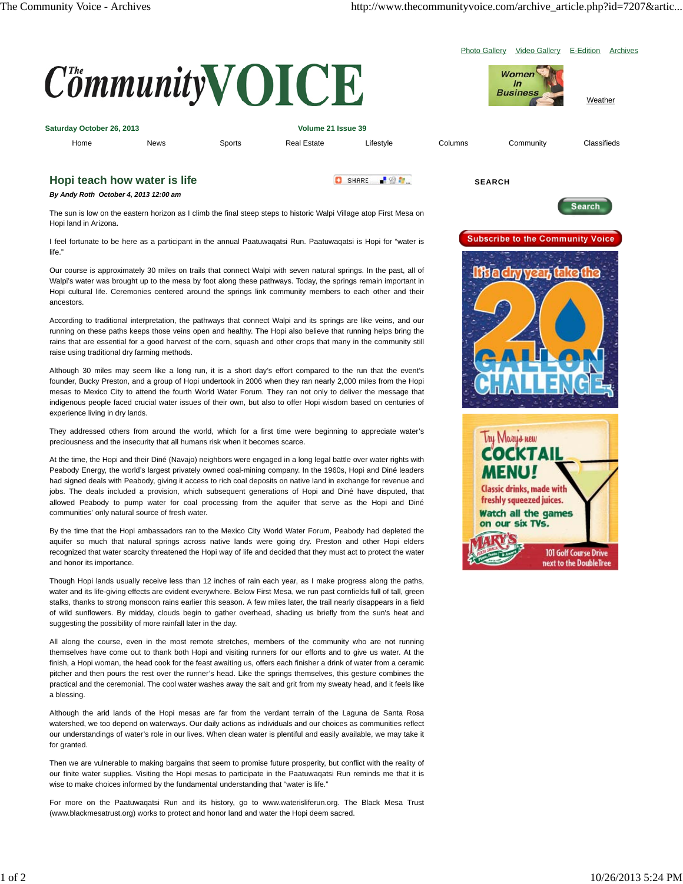# Hopi teach how water is life

***By Andy Roth October 4, 2013 12:00 am***

The sun is low on the eastern horizon as I climb the final steep steps to historic Walpi Village atop First Mesa on Hopi land in Arizona.

I feel fortunate to be here as a participant in the annual Paatuwaqatsi Run. Paatuwaqatsi is Hopi for "water is life."

Our course is approximately 30 miles on trails that connect Walpi with seven natural springs. In the past, all of Walpi's water was brought up to the mesa by foot along these pathways. Today, the springs remain important in Hopi cultural life. Ceremonies centered around the springs link community members to each other and their ancestors.

According to traditional interpretation, the pathways that connect Walpi and its springs are like veins, and our running on these paths keeps those veins open and healthy. The Hopi also believe that running helps bring the rains that are essential for a good harvest of the corn, squash and other crops that many in the community still raise using traditional dry farming methods.

Although 30 miles may seem like a long run, it is a short day's effort compared to the run that the event's founder, Bucky Preston, and a group of Hopi undertook in 2006 when they ran nearly 2,000 miles from the Hopi mesas to Mexico City to attend the fourth World Water Forum. They ran not only to deliver the message that indigenous people faced crucial water issues of their own, but also to offer Hopi wisdom based on centuries of experience living in dry lands.

They addressed others from around the world, which for a first time were beginning to appreciate water's preciousness and the insecurity that all humans risk when it becomes scarce.

At the time, the Hopi and their Diné (Navajo) neighbors were engaged in a long legal battle over water rights with Peabody Energy, the world's largest privately owned coal-mining company. In the 1960s, Hopi and Diné leaders had signed deals with Peabody, giving it access to rich coal deposits on native land in exchange for revenue and jobs. The deals included a provision, which subsequent generations of Hopi and Diné have disputed, that allowed Peabody to pump water for coal processing from the aquifer that serve as the Hopi and Diné communities' only natural source of fresh water.

By the time that the Hopi ambassadors ran to the Mexico City World Water Forum, Peabody had depleted the aquifer so much that natural springs across native lands were going dry. Preston and other Hopi elders recognized that water scarcity threatened the Hopi way of life and decided that they must act to protect the water and honor its importance.

Though Hopi lands usually receive less than 12 inches of rain each year, as I make progress along the paths, water and its life-giving effects are evident everywhere. Below First Mesa, we run past cornfields full of tall, green stalks, thanks to strong monsoon rains earlier this season. A few miles later, the trail nearly disappears in a field of wild sunflowers. By midday, clouds begin to gather overhead, shading us briefly from the sun's heat and suggesting the possibility of more rainfall later in the day.

All along the course, even in the most remote stretches, members of the community who are not running themselves have come out to thank both Hopi and visiting runners for our efforts and to give us water. At the finish, a Hopi woman, the head cook for the feast awaiting us, offers each finisher a drink of water from a ceramic pitcher and then pours the rest over the runner's head. Like the springs themselves, this gesture combines the practical and the ceremonial. The cool water washes away the salt and grit from my sweaty head, and it feels like a blessing.

Although the arid lands of the Hopi mesas are far from the verdant terrain of the Laguna de Santa Rosa watershed, we too depend on waterways. Our daily actions as individuals and our choices as communities reflect our understandings of water's role in our lives. When clean water is plentiful and easily available, we may take it for granted.

Then we are vulnerable to making bargains that seem to promise future prosperity, but conflict with the reality of our finite water supplies. Visiting the Hopi mesas to participate in the Paatuwaqatsi Run reminds me that it is wise to make choices informed by the fundamental understanding that "water is life."

For more on the Paatuwaqatsi Run and its history, go to www.waterisliferun.org. The Black Mesa Trust (www.blackmesatrust.org) works to protect and honor land and water the Hopi deem sacred.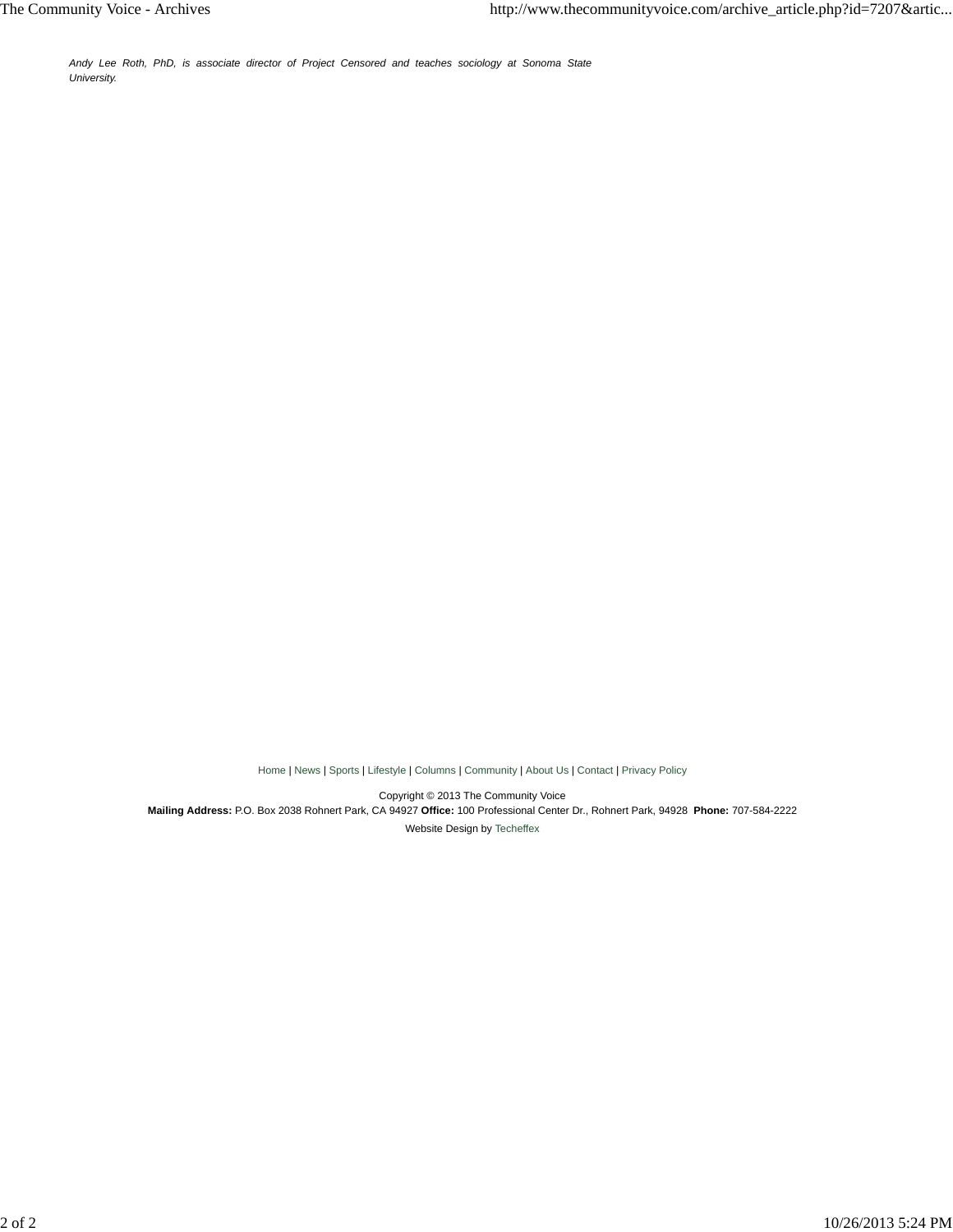*Andy Lee Roth, PhD, is associate director of Project Censored and teaches sociology at Sonoma State University.*

Home | News | Sports | Lifestyle | Columns | Community | About Us | Contact | Privacy Policy

Copyright © 2013 The Community Voice

**Mailing Address:** P.O. Box 2038 Rohnert Park, CA 94927 **Office:** 100 Professional Center Dr., Rohnert Park, 94928 **Phone:** 707-584-2222

Website Design by Techeffex